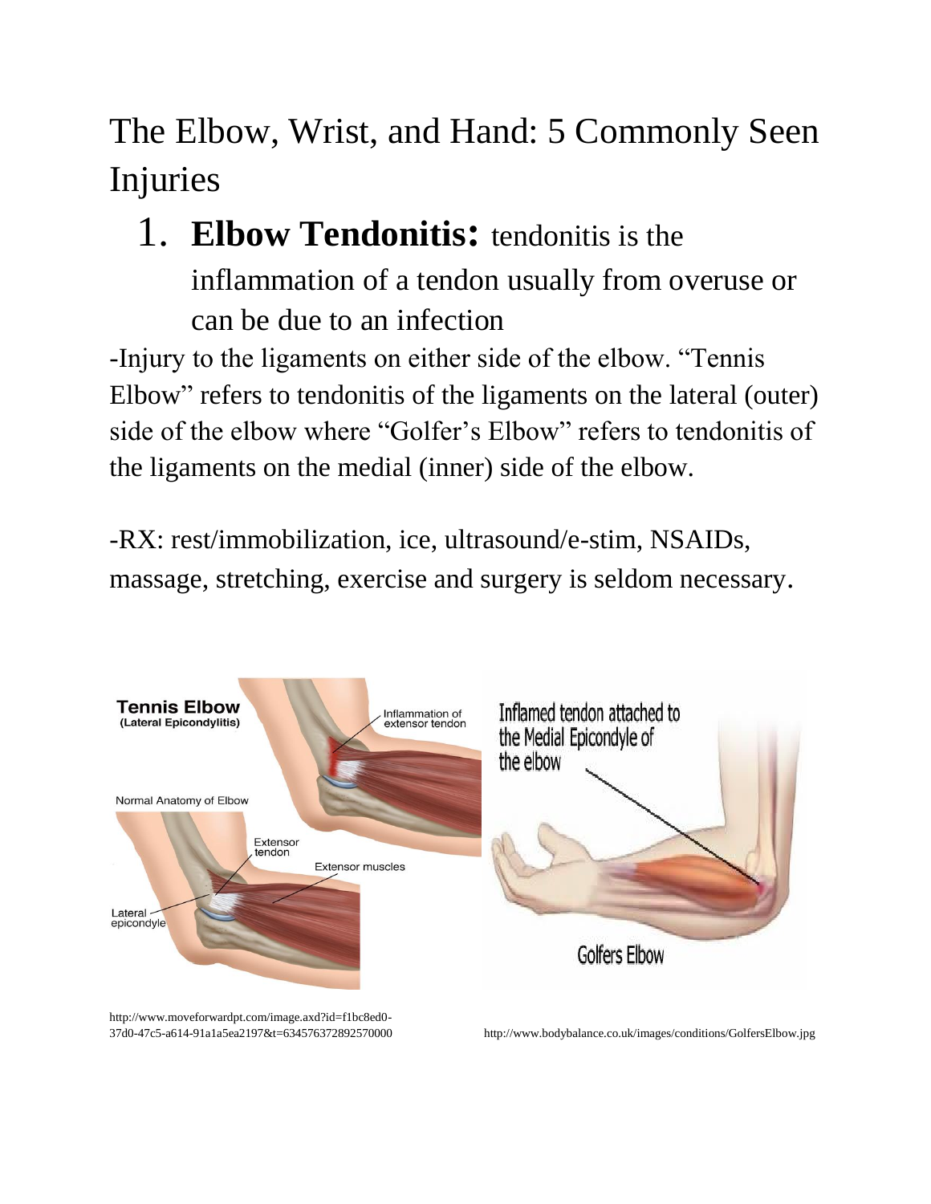# The Elbow, Wrist, and Hand: 5 Commonly Seen Injuries

1. **Elbow Tendonitis:** tendonitis is the inflammation of a tendon usually from overuse or can be due to an infection

-Injury to the ligaments on either side of the elbow. "Tennis Elbow" refers to tendonitis of the ligaments on the lateral (outer) side of the elbow where "Golfer's Elbow" refers to tendonitis of the ligaments on the medial (inner) side of the elbow.

-RX: rest/immobilization, ice, ultrasound/e-stim, NSAIDs, massage, stretching, exercise and surgery is seldom necessary.

http://www.moveforwardpt.com/image.axd?id=f1bc8ed0-37d0-47c5-a614-91a1a5ea2197&t=634576372892570000

http://www.bodybalance.co.uk/images/conditions/GolfersElbow.jpg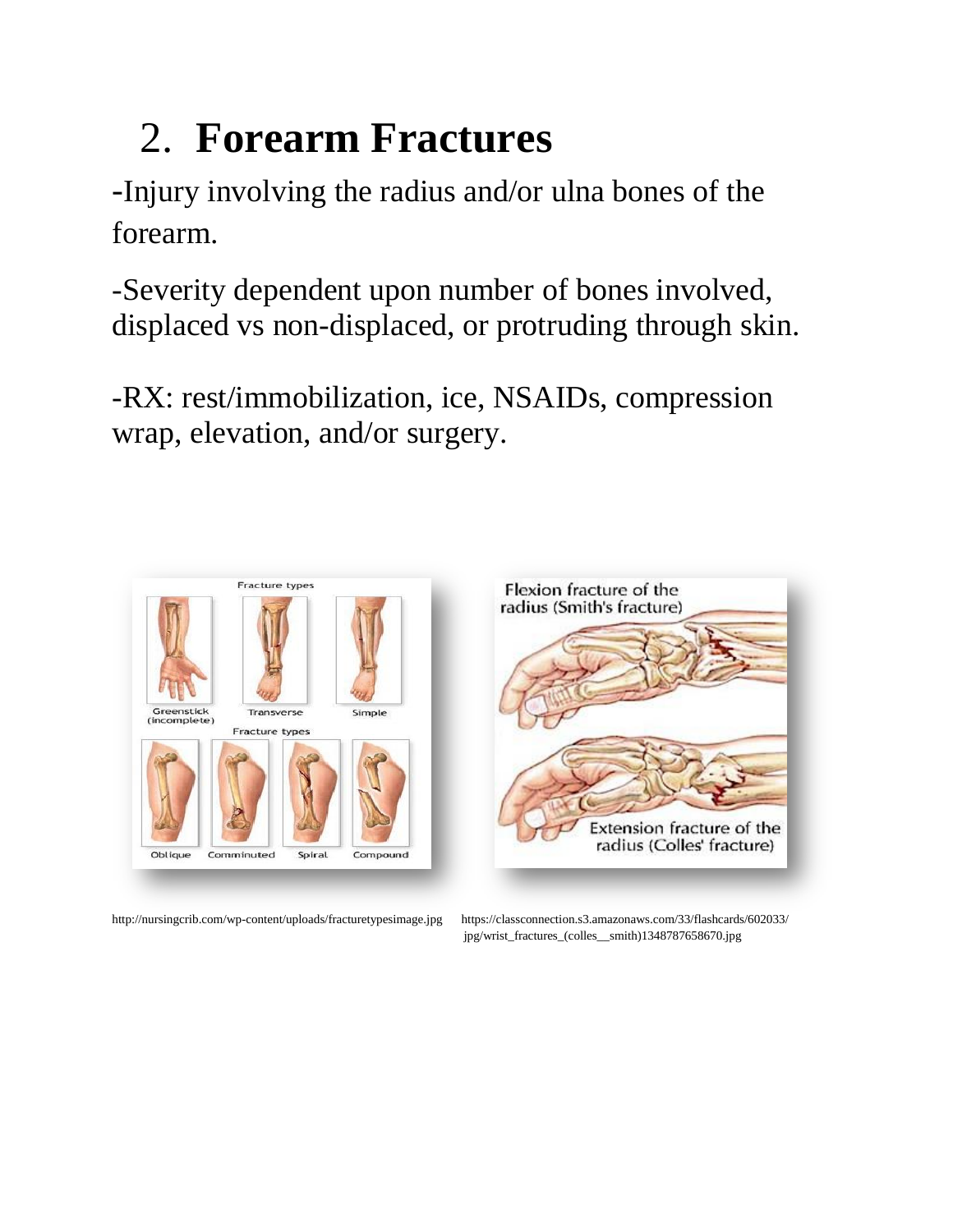## 2. **Forearm Fractures**

-Injury involving the radius and/or ulna bones of the forearm.

-Severity dependent upon number of bones involved, displaced vs non-displaced, or protruding through skin.

-RX: rest/immobilization, ice, NSAIDs, compression wrap, elevation, and/or surgery.

http://nursingcrib.com/wp-content/uploads/fracturetypesimage.jpg

https://classconnection.s3.amazonaws.com/33/flashcards/602033/jpg/wrist_fractures_(colles__smith)1348787658670.jpg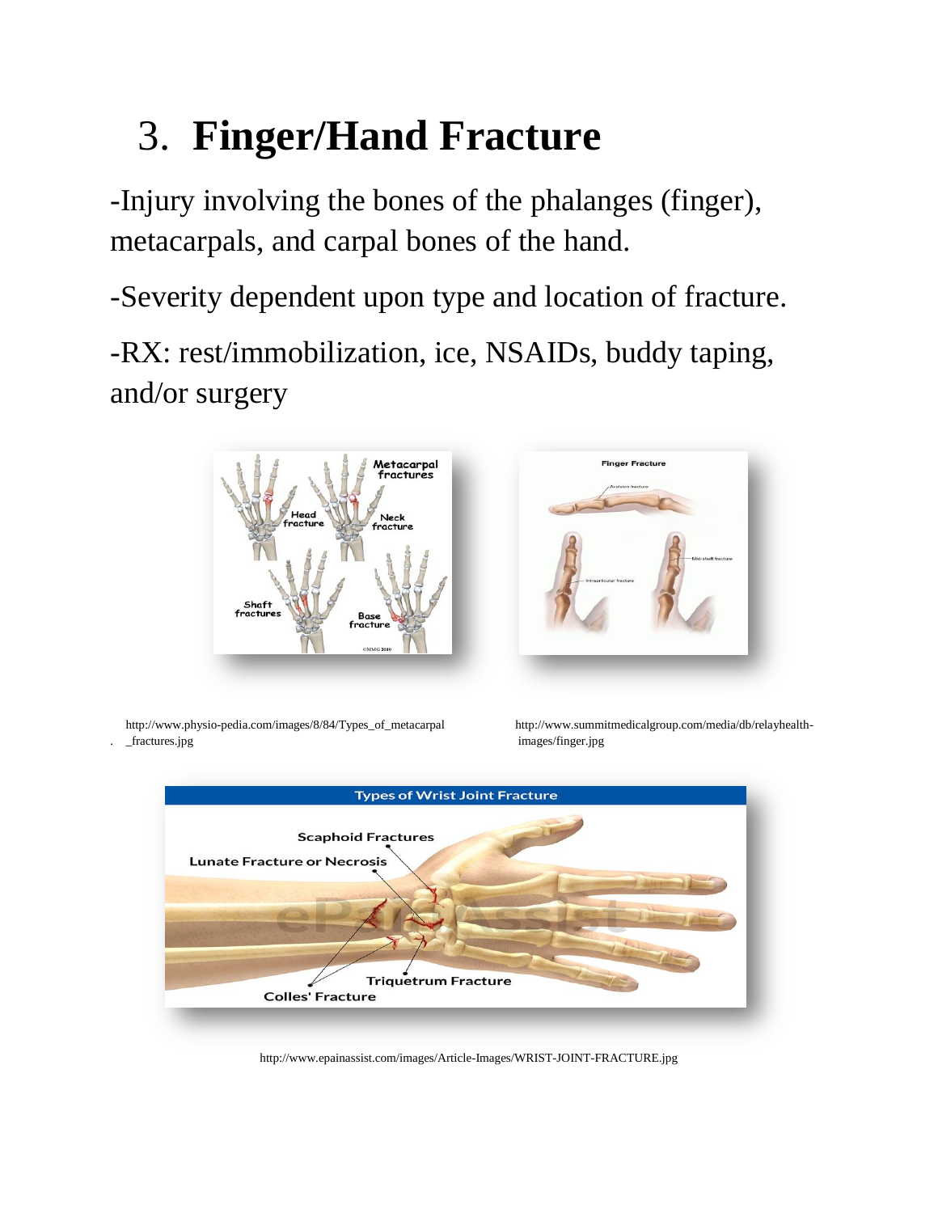# 3. **Finger/Hand Fracture**

-Injury involving the bones of the phalanges (finger), metacarpals, and carpal bones of the hand.

-Severity dependent upon type and location of fracture.

-RX: rest/immobilization, ice, NSAIDs, buddy taping, and/or surgery

http://www.physio-pedia.com/images/8/84/Types_of_metacarpal_fractures.jpg

http://www.summitmedicalgroup.com/media/db/relayhealth-images/finger.jpg

http://www.epainassist.com/images/Article-Images/WRIST-JOINT-FRACTURE.jpg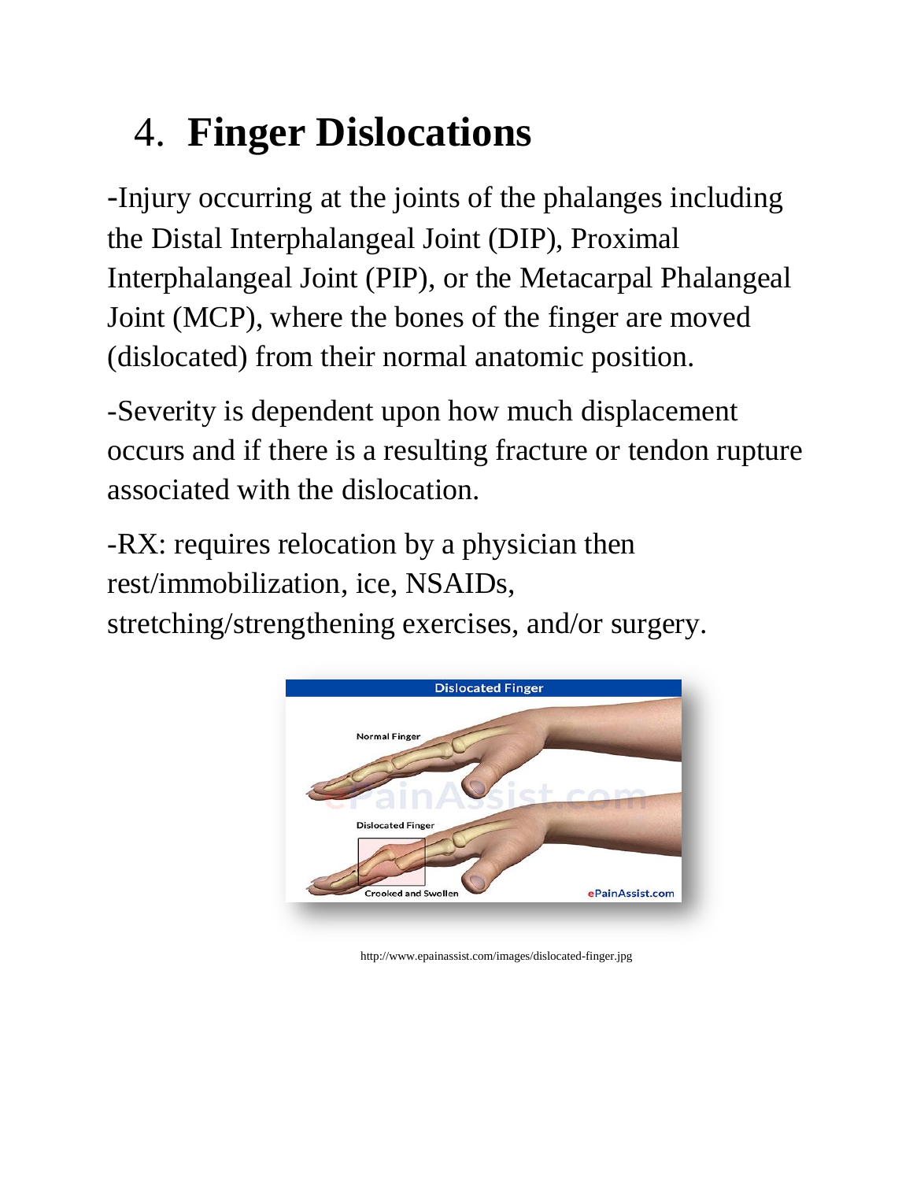# 4. Finger Dislocations

-Injury occurring at the joints of the phalanges including the Distal Interphalangeal Joint (DIP), Proximal Interphalangeal Joint (PIP), or the Metacarpal Phalangeal Joint (MCP), where the bones of the finger are moved (dislocated) from their normal anatomic position.

-Severity is dependent upon how much displacement occurs and if there is a resulting fracture or tendon rupture associated with the dislocation.

-RX: requires relocation by a physician then rest/immobilization, ice, NSAIDs, stretching/strengthening exercises, and/or surgery.

http://www.epainassist.com/images/dislocated-finger.jpg